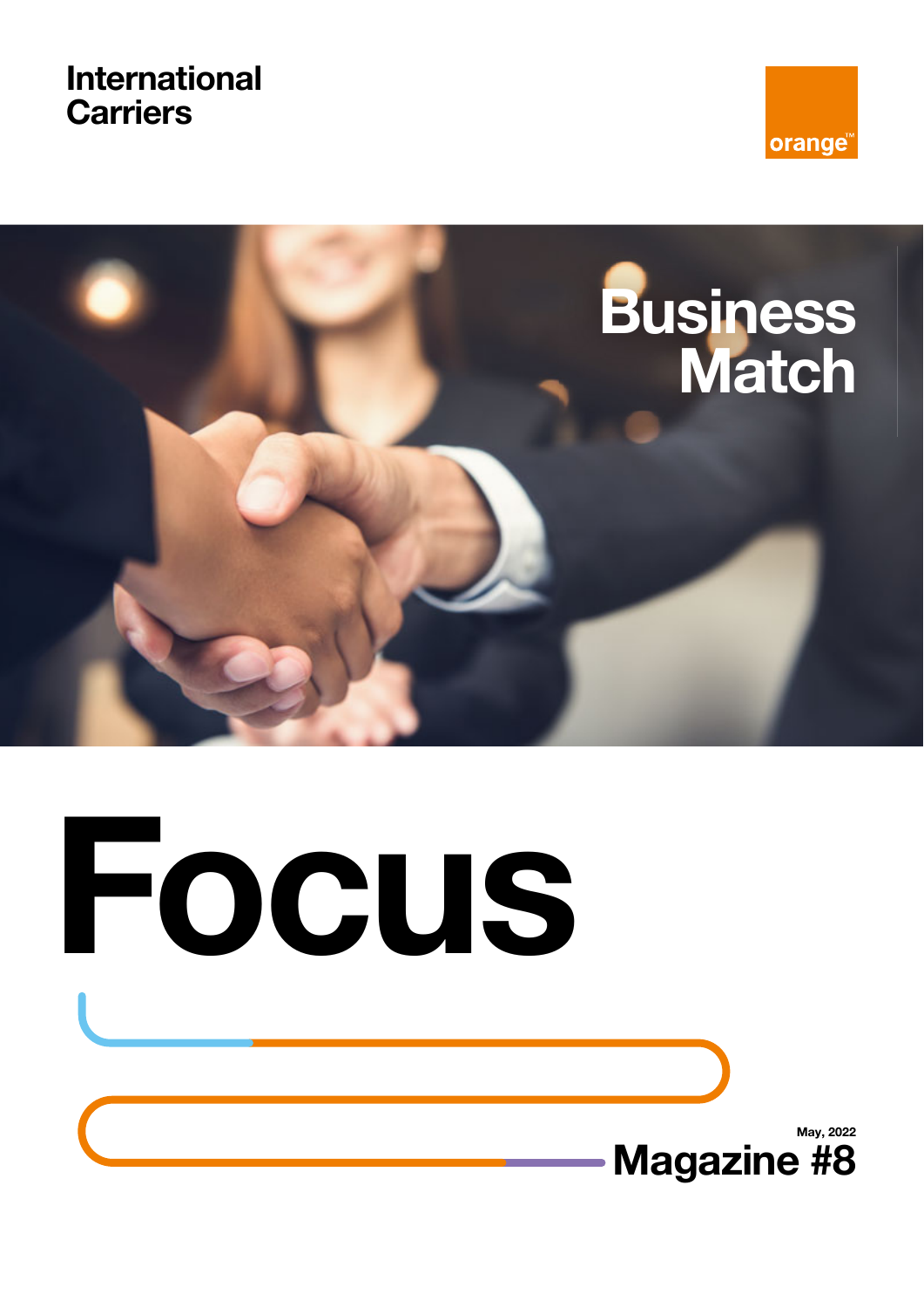International Carriers

orange™

# Business Match

# Focus

May, 2022

Magazine #8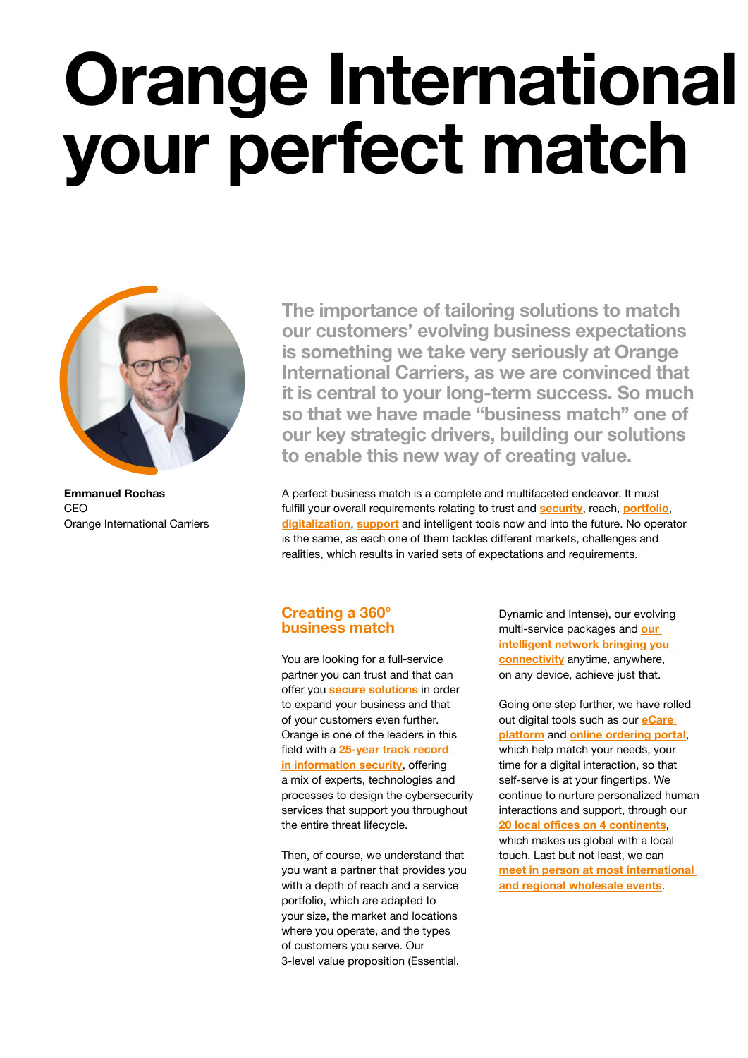# Orange International your perfect match

**Emmanuel Rochas**
CEO
Orange International Carriers

**The importance of tailoring solutions to match our customers' evolving business expectations is something we take very seriously at Orange International Carriers, as we are convinced that it is central to your long-term success. So much so that we have made "business match" one of our key strategic drivers, building our solutions to enable this new way of creating value.**

A perfect business match is a complete and multifaceted endeavor. It must fulfill your overall requirements relating to trust and security, reach, portfolio, digitalization, support and intelligent tools now and into the future. No operator is the same, as each one of them tackles different markets, challenges and realities, which results in varied sets of expectations and requirements.

## Creating a 360° business match

You are looking for a full-service partner you can trust and that can offer you secure solutions in order to expand your business and that of your customers even further. Orange is one of the leaders in this field with a 25-year track record in information security, offering a mix of experts, technologies and processes to design the cybersecurity services that support you throughout the entire threat lifecycle.

Then, of course, we understand that you want a partner that provides you with a depth of reach and a service portfolio, which are adapted to your size, the market and locations where you operate, and the types of customers you serve. Our 3-level value proposition (Essential, Dynamic and Intense), our evolving multi-service packages and our intelligent network bringing you connectivity anytime, anywhere, on any device, achieve just that.

Going one step further, we have rolled out digital tools such as our eCare platform and online ordering portal, which help match your needs, your time for a digital interaction, so that self-serve is at your fingertips. We continue to nurture personalized human interactions and support, through our 20 local offices on 4 continents, which makes us global with a local touch. Last but not least, we can meet in person at most international and regional wholesale events.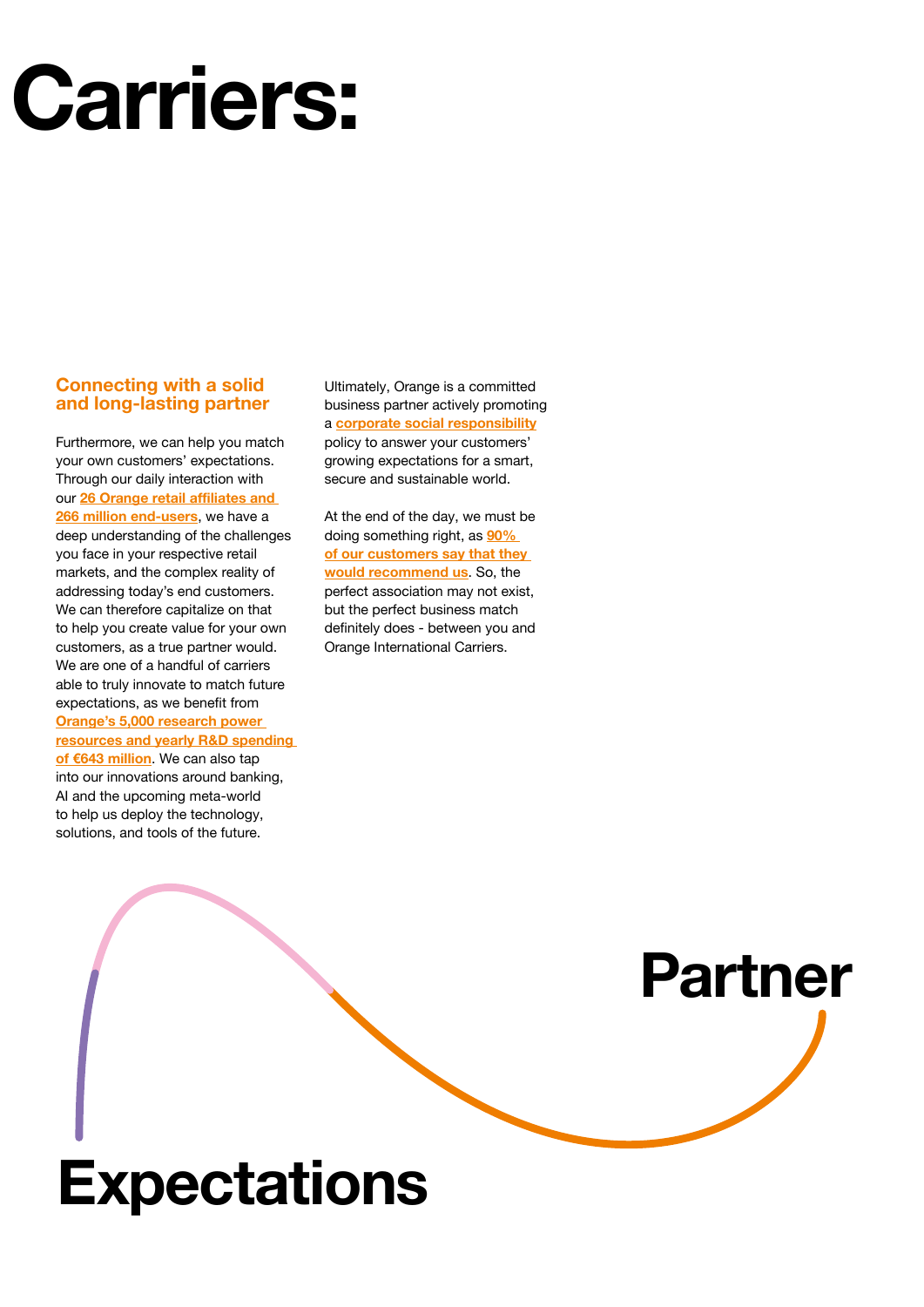# Carriers:

## Connecting with a solid and long-lasting partner

Furthermore, we can help you match your own customers' expectations. Through our daily interaction with our **26 Orange retail affiliates and 266 million end-users**, we have a deep understanding of the challenges you face in your respective retail markets, and the complex reality of addressing today's end customers. We can therefore capitalize on that to help you create value for your own customers, as a true partner would. We are one of a handful of carriers able to truly innovate to match future expectations, as we benefit from **Orange's 5,000 research power resources and yearly R&D spending of €643 million**. We can also tap into our innovations around banking, AI and the upcoming meta-world to help us deploy the technology, solutions, and tools of the future.

Ultimately, Orange is a committed business partner actively promoting a **corporate social responsibility** policy to answer your customers' growing expectations for a smart, secure and sustainable world.

At the end of the day, we must be doing something right, as **90% of our customers say that they would recommend us**. So, the perfect association may not exist, but the perfect business match definitely does - between you and Orange International Carriers.

Partner

Expectations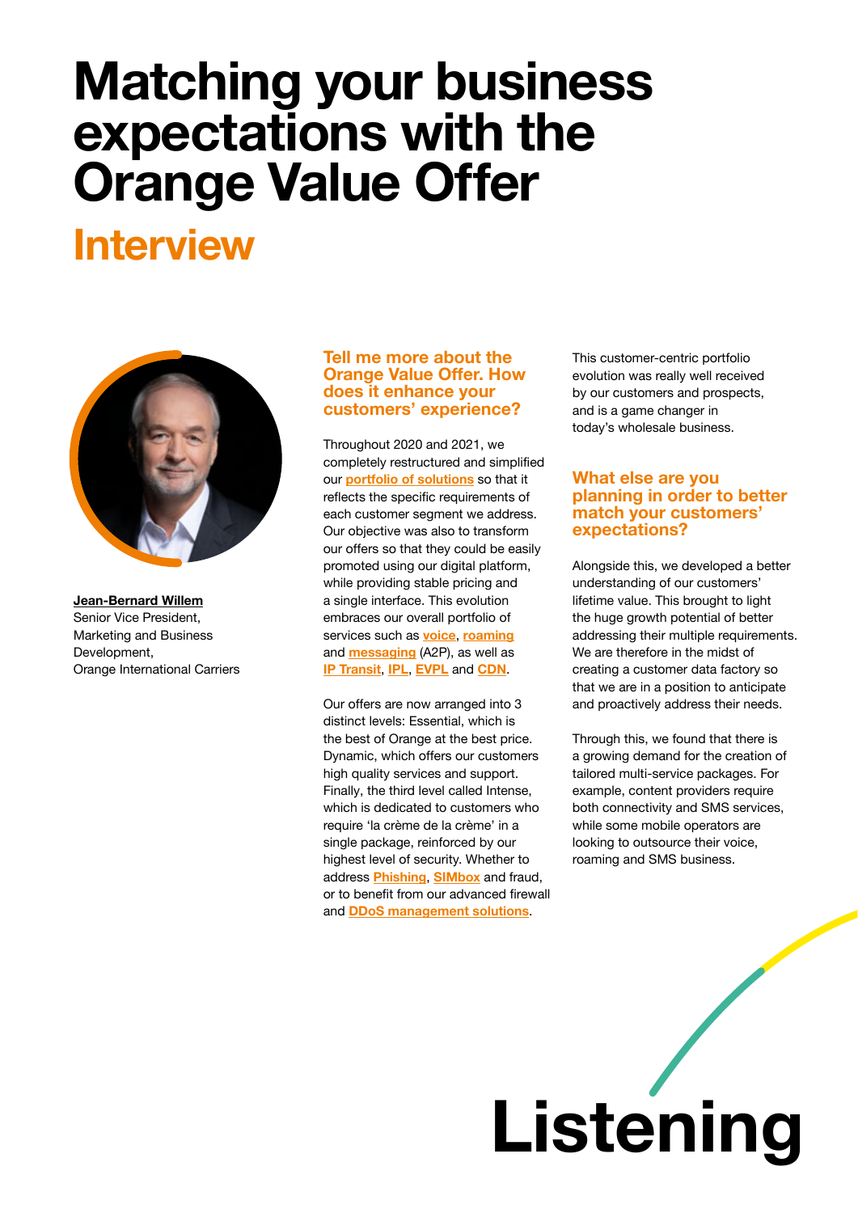# Matching your business expectations with the Orange Value Offer

## Interview

**Jean-Bernard Willem**
Senior Vice President,
Marketing and Business Development,
Orange International Carriers

### Tell me more about the Orange Value Offer. How does it enhance your customers' experience?

Throughout 2020 and 2021, we completely restructured and simplified our **portfolio of solutions** so that it reflects the specific requirements of each customer segment we address. Our objective was also to transform our offers so that they could be easily promoted using our digital platform, while providing stable pricing and a single interface. This evolution embraces our overall portfolio of services such as **voice**, **roaming** and **messaging** (A2P), as well as **IP Transit**, **IPL**, **EVPL** and **CDN**.

Our offers are now arranged into 3 distinct levels: Essential, which is the best of Orange at the best price. Dynamic, which offers our customers high quality services and support. Finally, the third level called Intense, which is dedicated to customers who require 'la crème de la crème' in a single package, reinforced by our highest level of security. Whether to address **Phishing**, **SIMbox** and fraud, or to benefit from our advanced firewall and **DDoS management solutions**.

This customer-centric portfolio evolution was really well received by our customers and prospects, and is a game changer in today's wholesale business.

### What else are you planning in order to better match your customers' expectations?

Alongside this, we developed a better understanding of our customers' lifetime value. This brought to light the huge growth potential of better addressing their multiple requirements. We are therefore in the midst of creating a customer data factory so that we are in a position to anticipate and proactively address their needs.

Through this, we found that there is a growing demand for the creation of tailored multi-service packages. For example, content providers require both connectivity and SMS services, while some mobile operators are looking to outsource their voice, roaming and SMS business.

# Listening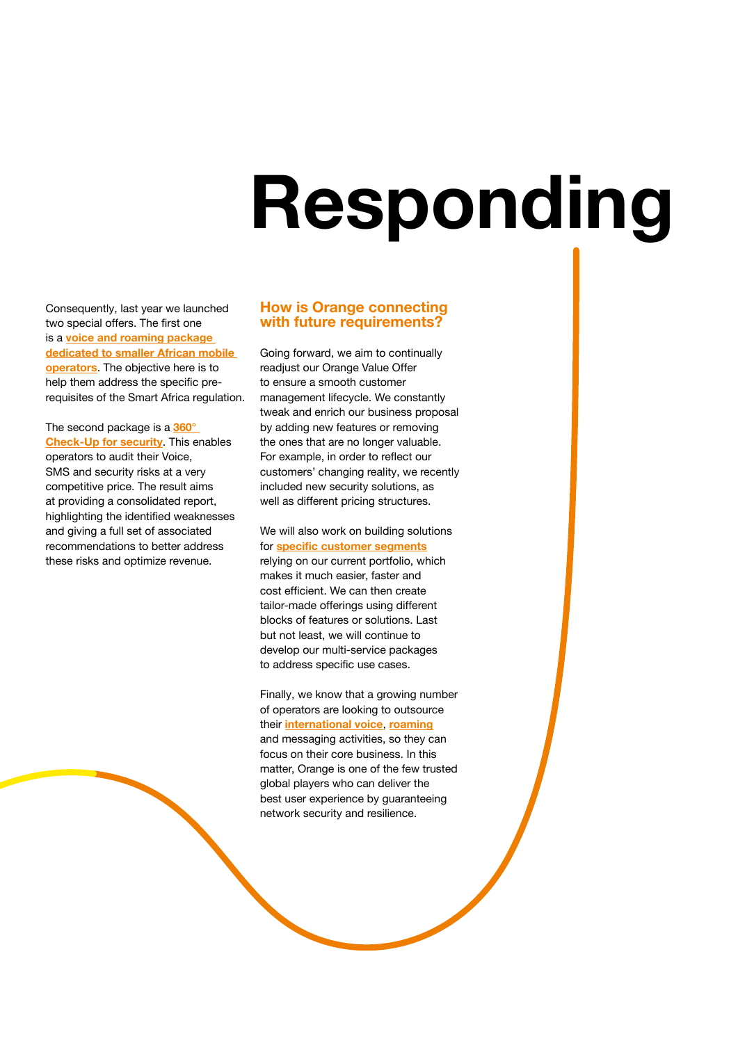# Responding

Consequently, last year we launched two special offers. The first one is a **voice and roaming package dedicated to smaller African mobile operators**. The objective here is to help them address the specific pre-requisites of the Smart Africa regulation.

The second package is a **360° Check-Up for security**. This enables operators to audit their Voice, SMS and security risks at a very competitive price. The result aims at providing a consolidated report, highlighting the identified weaknesses and giving a full set of associated recommendations to better address these risks and optimize revenue.

## How is Orange connecting with future requirements?

Going forward, we aim to continually readjust our Orange Value Offer to ensure a smooth customer management lifecycle. We constantly tweak and enrich our business proposal by adding new features or removing the ones that are no longer valuable. For example, in order to reflect our customers' changing reality, we recently included new security solutions, as well as different pricing structures.

We will also work on building solutions for **specific customer segments** relying on our current portfolio, which makes it much easier, faster and cost efficient. We can then create tailor-made offerings using different blocks of features or solutions. Last but not least, we will continue to develop our multi-service packages to address specific use cases.

Finally, we know that a growing number of operators are looking to outsource their **international voice**, **roaming** and messaging activities, so they can focus on their core business. In this matter, Orange is one of the few trusted global players who can deliver the best user experience by guaranteeing network security and resilience.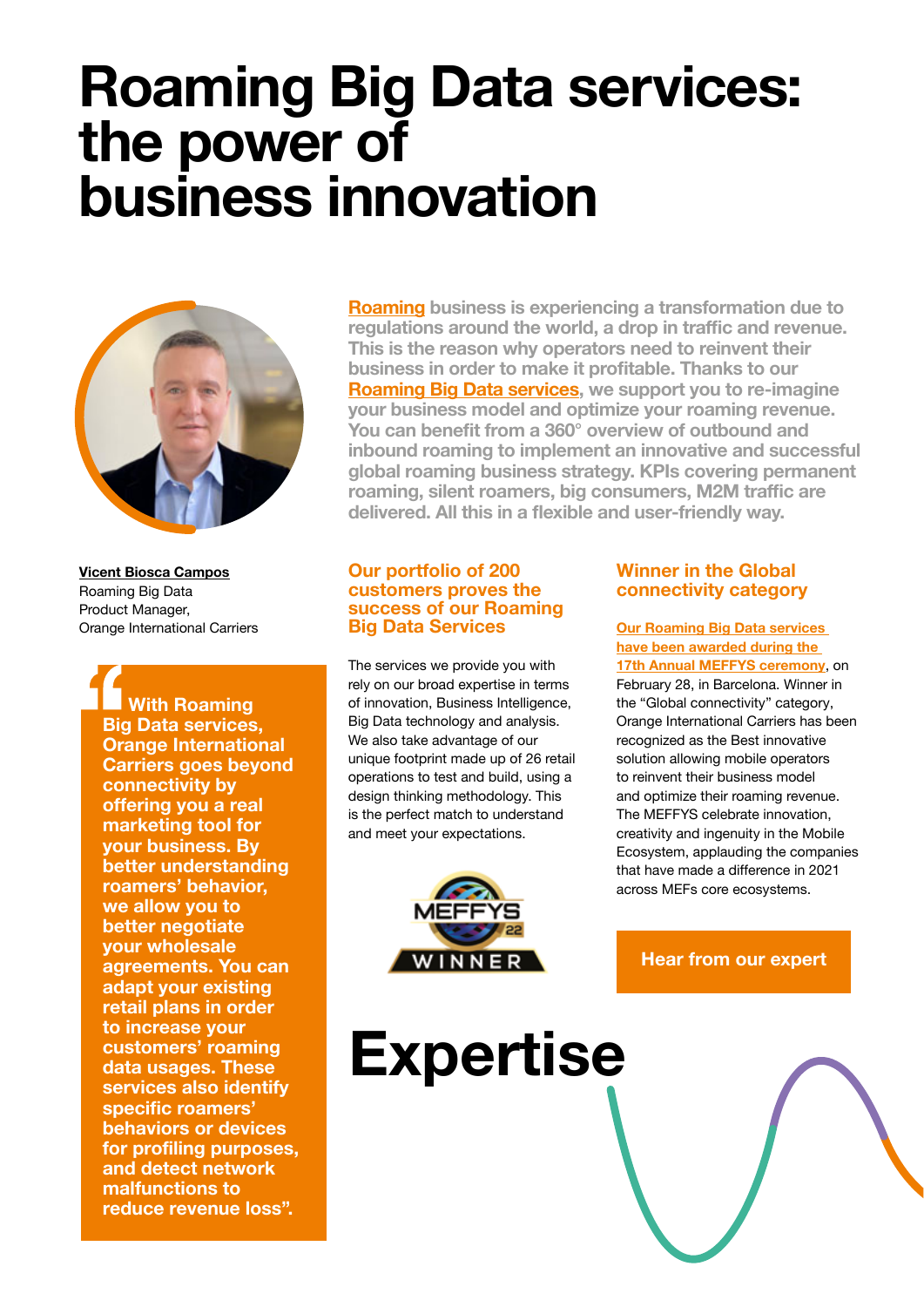# Roaming Big Data services: the power of business innovation

**Roaming business is experiencing a transformation due to regulations around the world, a drop in traffic and revenue. This is the reason why operators need to reinvent their business in order to make it profitable. Thanks to our Roaming Big Data services, we support you to re-imagine your business model and optimize your roaming revenue. You can benefit from a 360° overview of outbound and inbound roaming to implement an innovative and successful global roaming business strategy. KPIs covering permanent roaming, silent roamers, big consumers, M2M traffic are delivered. All this in a flexible and user-friendly way.**

**Vicent Biosca Campos**
Roaming Big Data
Product Manager,
Orange International Carriers

> **"With Roaming Big Data services, Orange International Carriers goes beyond connectivity by offering you a real marketing tool for your business. By better understanding roamers' behavior, we allow you to better negotiate your wholesale agreements. You can adapt your existing retail plans in order to increase your customers' roaming data usages. These services also identify specific roamers' behaviors or devices for profiling purposes, and detect network malfunctions to reduce revenue loss".**

## Our portfolio of 200 customers proves the success of our Roaming Big Data Services

The services we provide you with rely on our broad expertise in terms of innovation, Business Intelligence, Big Data technology and analysis. We also take advantage of our unique footprint made up of 26 retail operations to test and build, using a design thinking methodology. This is the perfect match to understand and meet your expectations.

MEFFYS 22 WINNER

## Winner in the Global connectivity category

Our Roaming Big Data services have been awarded during the 17th Annual MEFFYS ceremony, on February 28, in Barcelona. Winner in the "Global connectivity" category, Orange International Carriers has been recognized as the Best innovative solution allowing mobile operators to reinvent their business model and optimize their roaming revenue. The MEFFYS celebrate innovation, creativity and ingenuity in the Mobile Ecosystem, applauding the companies that have made a difference in 2021 across MEFs core ecosystems.

Hear from our expert

# Expertise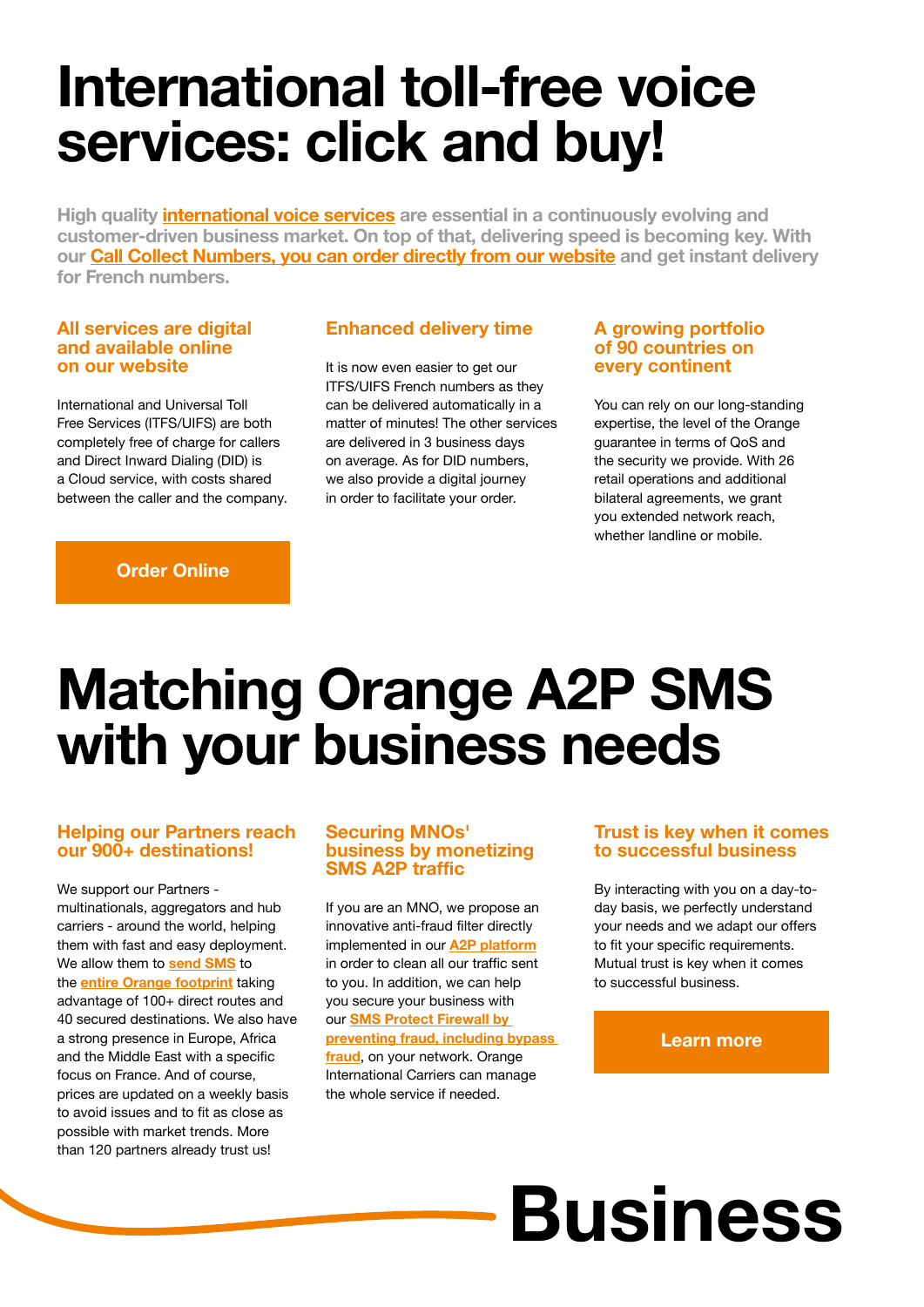# International toll-free voice services: click and buy!

**High quality international voice services are essential in a continuously evolving and customer-driven business market. On top of that, delivering speed is becoming key. With our Call Collect Numbers, you can order directly from our website and get instant delivery for French numbers.**

### All services are digital and available online on our website

International and Universal Toll Free Services (ITFS/UIFS) are both completely free of charge for callers and Direct Inward Dialing (DID) is a Cloud service, with costs shared between the caller and the company.

### Enhanced delivery time

It is now even easier to get our ITFS/UIFS French numbers as they can be delivered automatically in a matter of minutes! The other services are delivered in 3 business days on average. As for DID numbers, we also provide a digital journey in order to facilitate your order.

### A growing portfolio of 90 countries on every continent

You can rely on our long-standing expertise, the level of the Orange guarantee in terms of QoS and the security we provide. With 26 retail operations and additional bilateral agreements, we grant you extended network reach, whether landline or mobile.

**Order Online**

# Matching Orange A2P SMS with your business needs

### Helping our Partners reach our 900+ destinations!

We support our Partners - multinationals, aggregators and hub carriers - around the world, helping them with fast and easy deployment. We allow them to **send SMS** to the **entire Orange footprint** taking advantage of 100+ direct routes and 40 secured destinations. We also have a strong presence in Europe, Africa and the Middle East with a specific focus on France. And of course, prices are updated on a weekly basis to avoid issues and to fit as close as possible with market trends. More than 120 partners already trust us!

### Securing MNOs' business by monetizing SMS A2P traffic

If you are an MNO, we propose an innovative anti-fraud filter directly implemented in our **A2P platform** in order to clean all our traffic sent to you. In addition, we can help you secure your business with our **SMS Protect Firewall by preventing fraud, including bypass fraud**, on your network. Orange International Carriers can manage the whole service if needed.

### Trust is key when it comes to successful business

By interacting with you on a day-to-day basis, we perfectly understand your needs and we adapt our offers to fit your specific requirements. Mutual trust is key when it comes to successful business.

**Learn more**

Business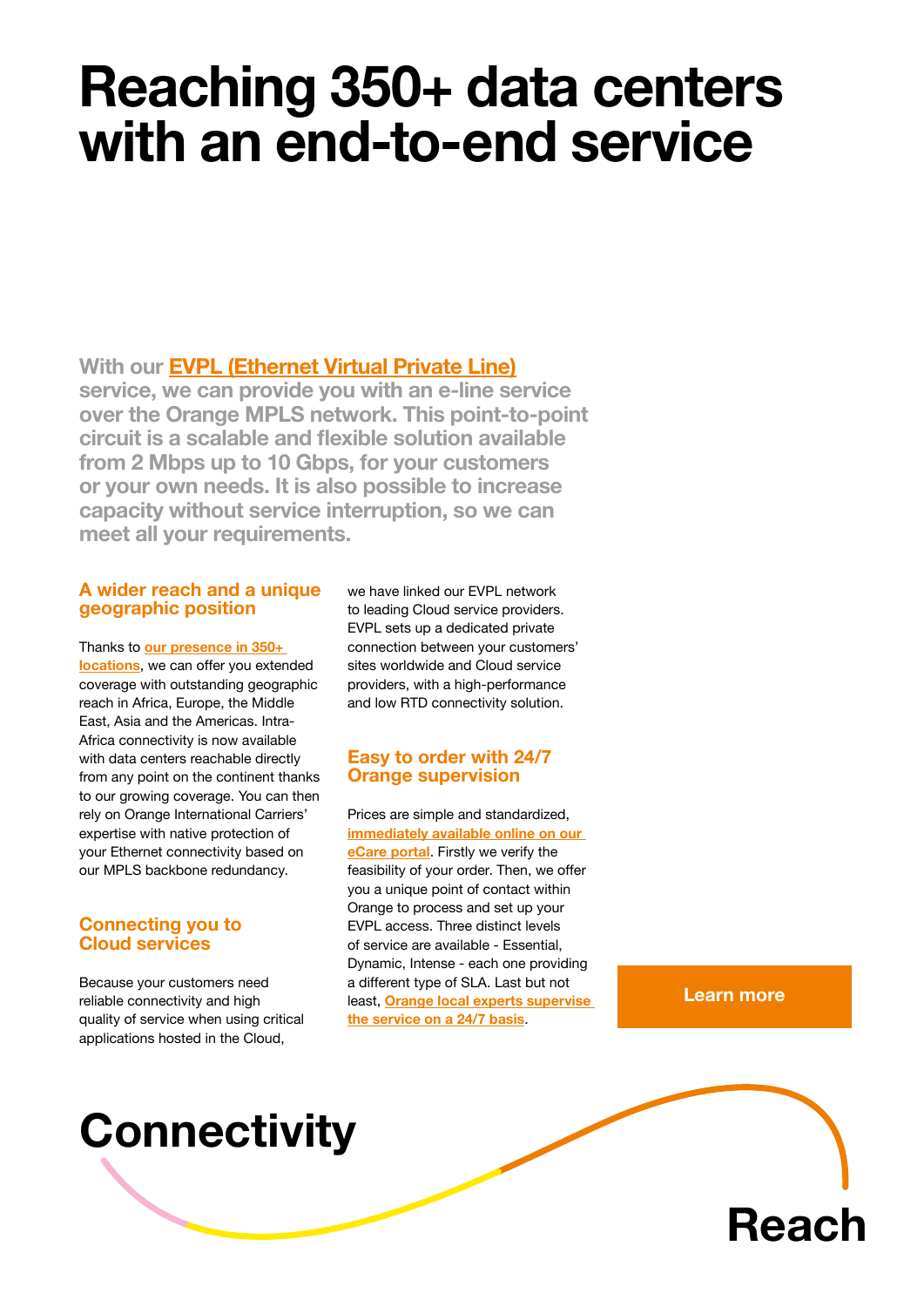# Reaching 350+ data centers with an end-to-end service

**With our EVPL (Ethernet Virtual Private Line) service, we can provide you with an e-line service over the Orange MPLS network. This point-to-point circuit is a scalable and flexible solution available from 2 Mbps up to 10 Gbps, for your customers or your own needs. It is also possible to increase capacity without service interruption, so we can meet all your requirements.**

### A wider reach and a unique geographic position

Thanks to **our presence in 350+ locations**, we can offer you extended coverage with outstanding geographic reach in Africa, Europe, the Middle East, Asia and the Americas. Intra-Africa connectivity is now available with data centers reachable directly from any point on the continent thanks to our growing coverage. You can then rely on Orange International Carriers' expertise with native protection of your Ethernet connectivity based on our MPLS backbone redundancy.

### Connecting you to Cloud services

Because your customers need reliable connectivity and high quality of service when using critical applications hosted in the Cloud, we have linked our EVPL network to leading Cloud service providers. EVPL sets up a dedicated private connection between your customers' sites worldwide and Cloud service providers, with a high-performance and low RTD connectivity solution.

### Easy to order with 24/7 Orange supervision

Prices are simple and standardized, **immediately available online on our eCare portal**. Firstly we verify the feasibility of your order. Then, we offer you a unique point of contact within Orange to process and set up your EVPL access. Three distinct levels of service are available - Essential, Dynamic, Intense - each one providing a different type of SLA. Last but not least, **Orange local experts supervise the service on a 24/7 basis**.

Learn more

Connectivity

Reach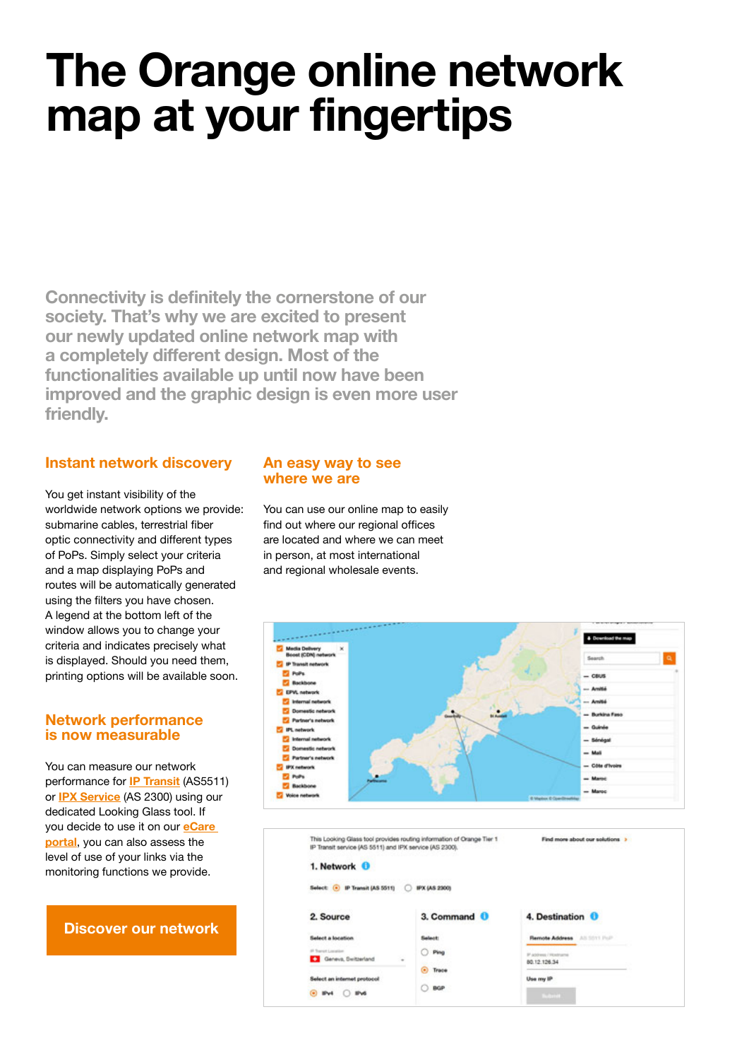# The Orange online network map at your fingertips

Connectivity is definitely the cornerstone of our society. That's why we are excited to present our newly updated online network map with a completely different design. Most of the functionalities available up until now have been improved and the graphic design is even more user friendly.

## Instant network discovery

You get instant visibility of the worldwide network options we provide: submarine cables, terrestrial fiber optic connectivity and different types of PoPs. Simply select your criteria and a map displaying PoPs and routes will be automatically generated using the filters you have chosen. A legend at the bottom left of the window allows you to change your criteria and indicates precisely what is displayed. Should you need them, printing options will be available soon.

## Network performance is now measurable

You can measure our network performance for IP Transit (AS5511) or IPX Service (AS 2300) using our dedicated Looking Glass tool. If you decide to use it on our eCare portal, you can also assess the level of use of your links via the monitoring functions we provide.

**Discover our network**

## An easy way to see where we are

You can use our online map to easily find out where our regional offices are located and where we can meet in person, at most international and regional wholesale events.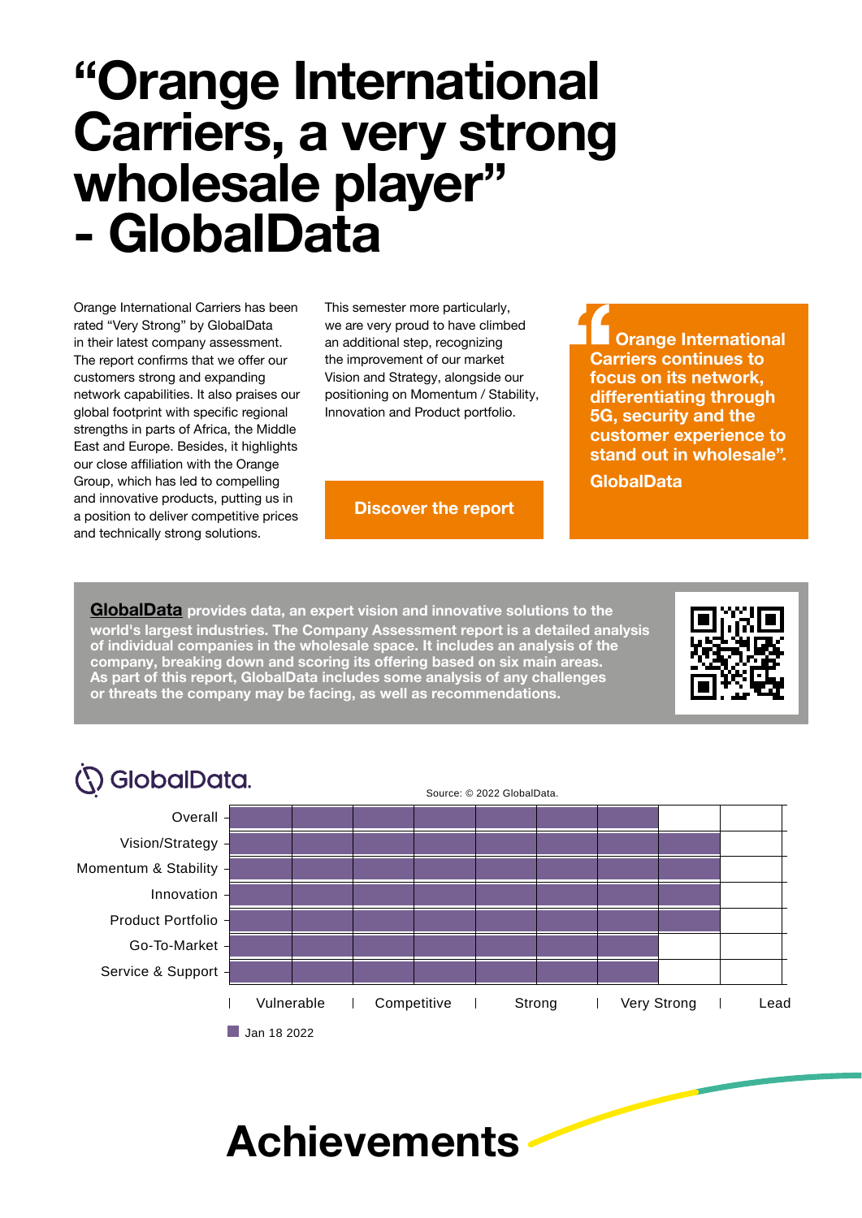# "Orange International Carriers, a very strong wholesale player" - GlobalData

Orange International Carriers has been rated "Very Strong" by GlobalData in their latest company assessment. The report confirms that we offer our customers strong and expanding network capabilities. It also praises our global footprint with specific regional strengths in parts of Africa, the Middle East and Europe. Besides, it highlights our close affiliation with the Orange Group, which has led to compelling and innovative products, putting us in a position to deliver competitive prices and technically strong solutions.

This semester more particularly, we are very proud to have climbed an additional step, recognizing the improvement of our market Vision and Strategy, alongside our positioning on Momentum / Stability, Innovation and Product portfolio.

**Discover the report**

> **"Orange International Carriers continues to focus on its network, differentiating through 5G, security and the customer experience to stand out in wholesale".**
>
> **GlobalData**

**GlobalData provides data, an expert vision and innovative solutions to the world's largest industries. The Company Assessment report is a detailed analysis of individual companies in the wholesale space. It includes an analysis of the wholesale space. It includes an analysis of the company, breaking down and scoring its offering based on six main areas. As part of this report, GlobalData includes some analysis of any challenges or threats the company may be facing, as well as recommendations.**

GlobalData.

Source: © 2022 GlobalData.

| Category | Rating (Jan 18 2022) |
|---|---|
| Overall | Very Strong |
| Vision/Strategy | Very Strong+ |
| Momentum & Stability | Very Strong+ |
| Innovation | Very Strong+ |
| Product Portfolio | Very Strong+ |
| Go-To-Market | Very Strong |
| Service & Support | Very Strong |

Scale: Vulnerable | Competitive | Strong | Very Strong | Lead

Jan 18 2022

# Achievements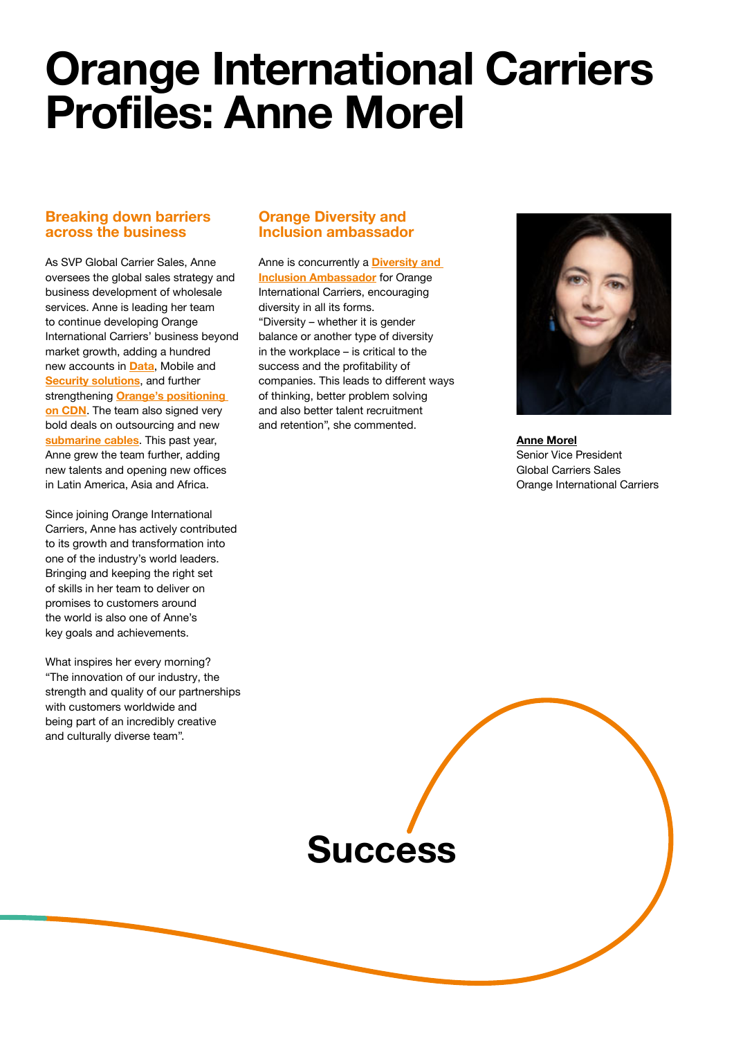# Orange International Carriers Profiles: Anne Morel

## Breaking down barriers across the business

As SVP Global Carrier Sales, Anne oversees the global sales strategy and business development of wholesale services. Anne is leading her team to continue developing Orange International Carriers' business beyond market growth, adding a hundred new accounts in **Data**, Mobile and **Security solutions**, and further strengthening **Orange's positioning on CDN**. The team also signed very bold deals on outsourcing and new **submarine cables**. This past year, Anne grew the team further, adding new talents and opening new offices in Latin America, Asia and Africa.

Since joining Orange International Carriers, Anne has actively contributed to its growth and transformation into one of the industry's world leaders. Bringing and keeping the right set of skills in her team to deliver on promises to customers around the world is also one of Anne's key goals and achievements.

What inspires her every morning? "The innovation of our industry, the strength and quality of our partnerships with customers worldwide and being part of an incredibly creative and culturally diverse team".

## Orange Diversity and Inclusion ambassador

Anne is concurrently a **Diversity and Inclusion Ambassador** for Orange International Carriers, encouraging diversity in all its forms. "Diversity – whether it is gender balance or another type of diversity in the workplace – is critical to the success and the profitability of companies. This leads to different ways of thinking, better problem solving and also better talent recruitment and retention", she commented.

**Anne Morel**
Senior Vice President
Global Carriers Sales
Orange International Carriers

Success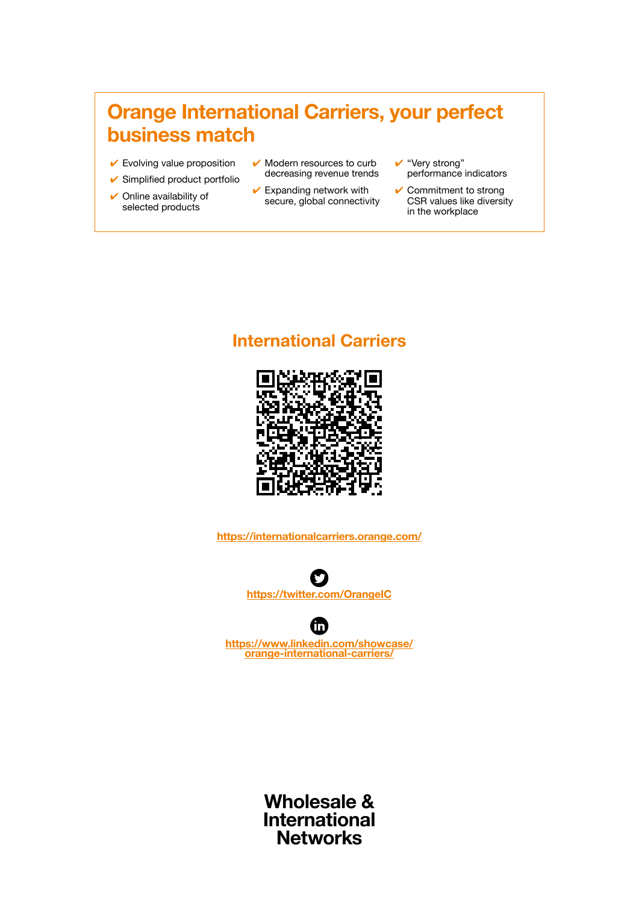## Orange International Carriers, your perfect business match

- ✔ Evolving value proposition
- ✔ Simplified product portfolio
- ✔ Online availability of selected products
- ✔ Modern resources to curb decreasing revenue trends
- ✔ Expanding network with secure, global connectivity
- ✔ "Very strong" performance indicators
- ✔ Commitment to strong CSR values like diversity in the workplace

## International Carriers

https://internationalcarriers.orange.com/

https://twitter.com/OrangeIC

https://www.linkedin.com/showcase/orange-international-carriers/

**Wholesale & International Networks**